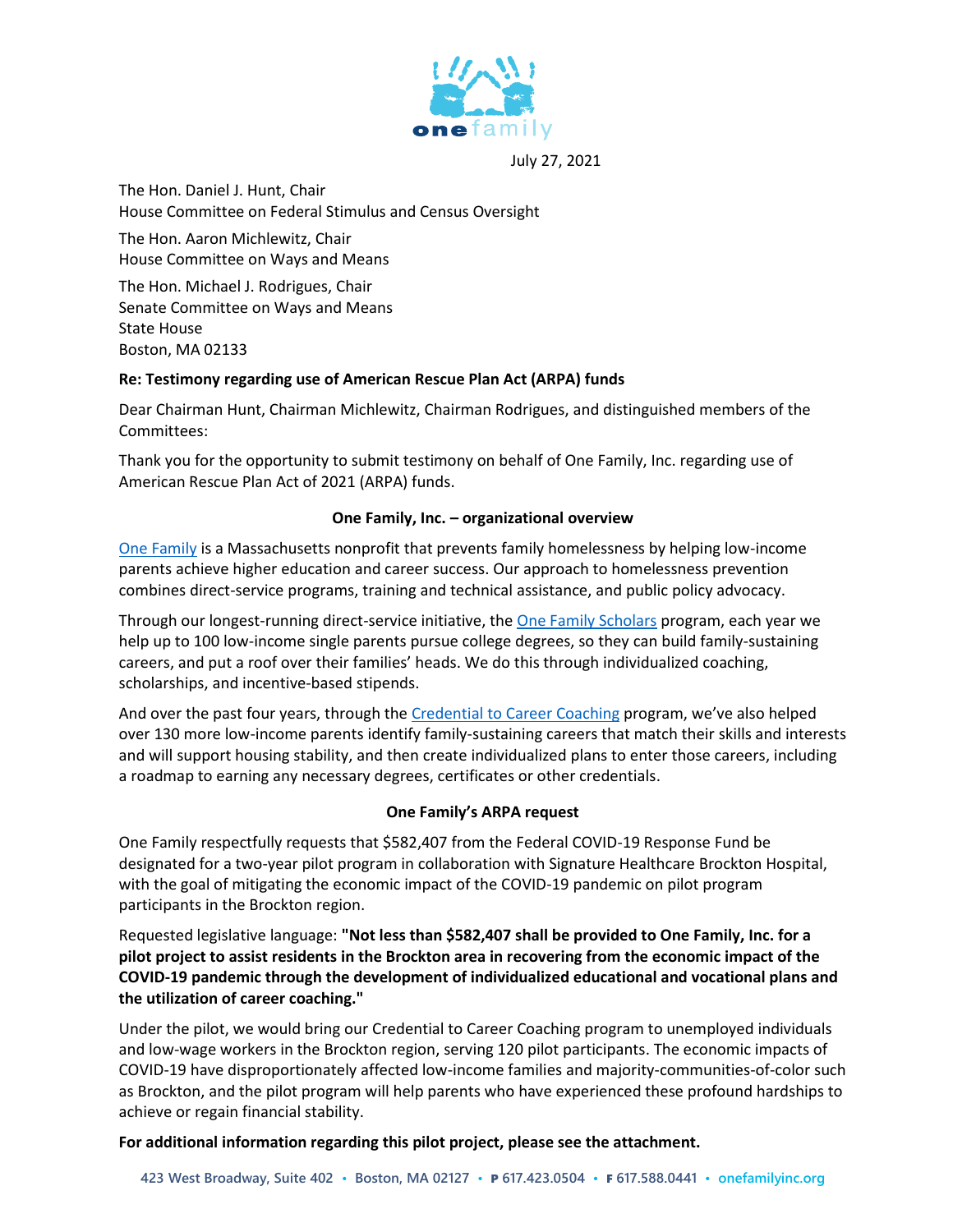July 27, 2021

The Hon. Daniel J. Hunt, Chair
House Committee on Federal Stimulus and Census Oversight

The Hon. Aaron Michlewitz, Chair
House Committee on Ways and Means

The Hon. Michael J. Rodrigues, Chair
Senate Committee on Ways and Means
State House
Boston, MA 02133

**Re: Testimony regarding use of American Rescue Plan Act (ARPA) funds**

Dear Chairman Hunt, Chairman Michlewitz, Chairman Rodrigues, and distinguished members of the Committees:

Thank you for the opportunity to submit testimony on behalf of One Family, Inc. regarding use of American Rescue Plan Act of 2021 (ARPA) funds.

## One Family, Inc. – organizational overview

One Family is a Massachusetts nonprofit that prevents family homelessness by helping low-income parents achieve higher education and career success. Our approach to homelessness prevention combines direct-service programs, training and technical assistance, and public policy advocacy.

Through our longest-running direct-service initiative, the One Family Scholars program, each year we help up to 100 low-income single parents pursue college degrees, so they can build family-sustaining careers, and put a roof over their families' heads. We do this through individualized coaching, scholarships, and incentive-based stipends.

And over the past four years, through the Credential to Career Coaching program, we've also helped over 130 more low-income parents identify family-sustaining careers that match their skills and interests and will support housing stability, and then create individualized plans to enter those careers, including a roadmap to earning any necessary degrees, certificates or other credentials.

## One Family's ARPA request

One Family respectfully requests that $582,407 from the Federal COVID-19 Response Fund be designated for a two-year pilot program in collaboration with Signature Healthcare Brockton Hospital, with the goal of mitigating the economic impact of the COVID-19 pandemic on pilot program participants in the Brockton region.

Requested legislative language: **"Not less than $582,407 shall be provided to One Family, Inc. for a pilot project to assist residents in the Brockton area in recovering from the economic impact of the COVID-19 pandemic through the development of individualized educational and vocational plans and the utilization of career coaching."**

Under the pilot, we would bring our Credential to Career Coaching program to unemployed individuals and low-wage workers in the Brockton region, serving 120 pilot participants. The economic impacts of COVID-19 have disproportionately affected low-income families and majority-communities-of-color such as Brockton, and the pilot program will help parents who have experienced these profound hardships to achieve or regain financial stability.

**For additional information regarding this pilot project, please see the attachment.**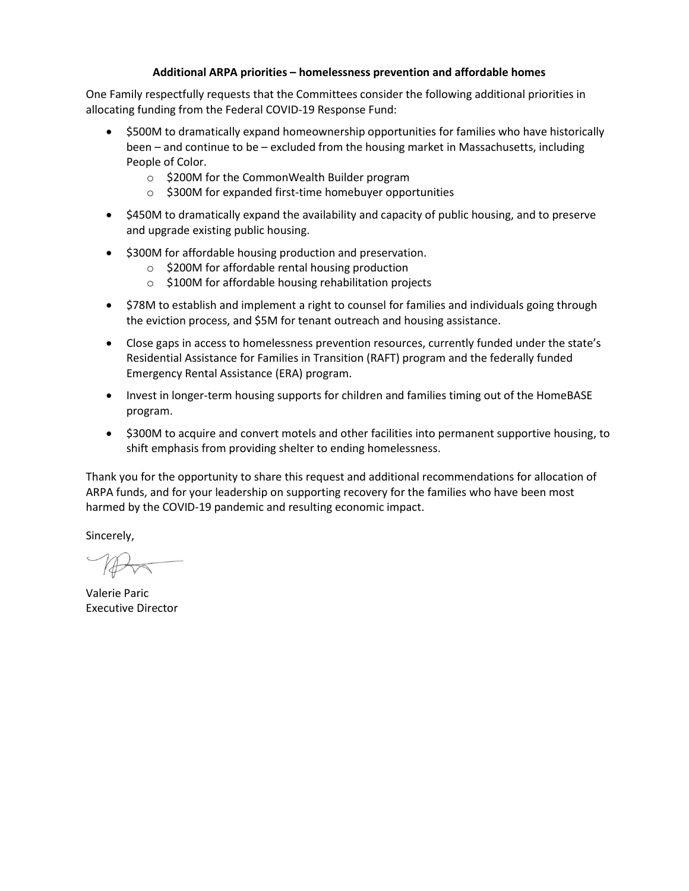**Additional ARPA priorities – homelessness prevention and affordable homes**

One Family respectfully requests that the Committees consider the following additional priorities in allocating funding from the Federal COVID-19 Response Fund:

- $500M to dramatically expand homeownership opportunities for families who have historically been – and continue to be – excluded from the housing market in Massachusetts, including People of Color.
    - $200M for the CommonWealth Builder program
    - $300M for expanded first-time homebuyer opportunities
- $450M to dramatically expand the availability and capacity of public housing, and to preserve and upgrade existing public housing.
- $300M for affordable housing production and preservation.
    - $200M for affordable rental housing production
    - $100M for affordable housing rehabilitation projects
- $78M to establish and implement a right to counsel for families and individuals going through the eviction process, and $5M for tenant outreach and housing assistance.
- Close gaps in access to homelessness prevention resources, currently funded under the state's Residential Assistance for Families in Transition (RAFT) program and the federally funded Emergency Rental Assistance (ERA) program.
- Invest in longer-term housing supports for children and families timing out of the HomeBASE program.
- $300M to acquire and convert motels and other facilities into permanent supportive housing, to shift emphasis from providing shelter to ending homelessness.

Thank you for the opportunity to share this request and additional recommendations for allocation of ARPA funds, and for your leadership on supporting recovery for the families who have been most harmed by the COVID-19 pandemic and resulting economic impact.

Sincerely,

Valerie Paric
Executive Director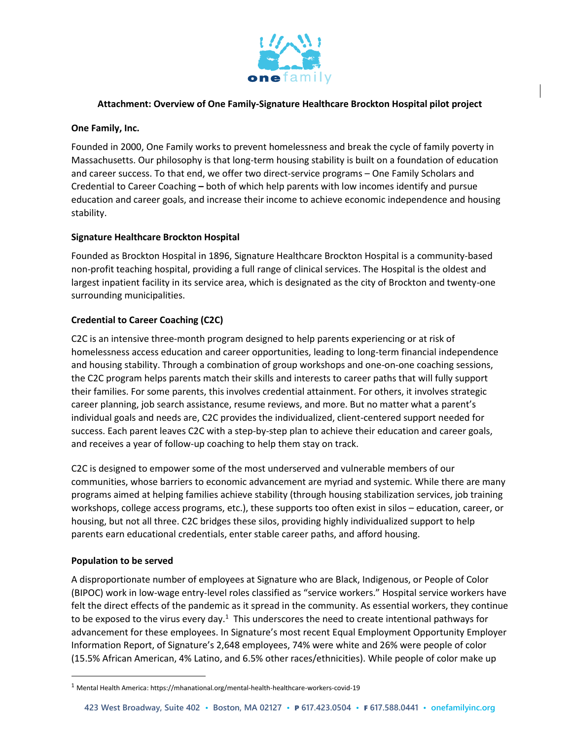**Attachment: Overview of One Family-Signature Healthcare Brockton Hospital pilot project**

**One Family, Inc.**

Founded in 2000, One Family works to prevent homelessness and break the cycle of family poverty in Massachusetts. Our philosophy is that long-term housing stability is built on a foundation of education and career success. To that end, we offer two direct-service programs – One Family Scholars and Credential to Career Coaching **–** both of which help parents with low incomes identify and pursue education and career goals, and increase their income to achieve economic independence and housing stability.

**Signature Healthcare Brockton Hospital**

Founded as Brockton Hospital in 1896, Signature Healthcare Brockton Hospital is a community-based non-profit teaching hospital, providing a full range of clinical services. The Hospital is the oldest and largest inpatient facility in its service area, which is designated as the city of Brockton and twenty-one surrounding municipalities.

**Credential to Career Coaching (C2C)**

C2C is an intensive three-month program designed to help parents experiencing or at risk of homelessness access education and career opportunities, leading to long-term financial independence and housing stability. Through a combination of group workshops and one-on-one coaching sessions, the C2C program helps parents match their skills and interests to career paths that will fully support their families. For some parents, this involves credential attainment. For others, it involves strategic career planning, job search assistance, resume reviews, and more. But no matter what a parent's individual goals and needs are, C2C provides the individualized, client-centered support needed for success. Each parent leaves C2C with a step-by-step plan to achieve their education and career goals, and receives a year of follow-up coaching to help them stay on track.

C2C is designed to empower some of the most underserved and vulnerable members of our communities, whose barriers to economic advancement are myriad and systemic. While there are many programs aimed at helping families achieve stability (through housing stabilization services, job training workshops, college access programs, etc.), these supports too often exist in silos – education, career, or housing, but not all three. C2C bridges these silos, providing highly individualized support to help parents earn educational credentials, enter stable career paths, and afford housing.

**Population to be served**

A disproportionate number of employees at Signature who are Black, Indigenous, or People of Color (BIPOC) work in low-wage entry-level roles classified as "service workers." Hospital service workers have felt the direct effects of the pandemic as it spread in the community. As essential workers, they continue to be exposed to the virus every day.[1] This underscores the need to create intentional pathways for advancement for these employees. In Signature's most recent Equal Employment Opportunity Employer Information Report, of Signature's 2,648 employees, 74% were white and 26% were people of color (15.5% African American, 4% Latino, and 6.5% other races/ethnicities). While people of color make up

[1] Mental Health America: https://mhanational.org/mental-health-healthcare-workers-covid-19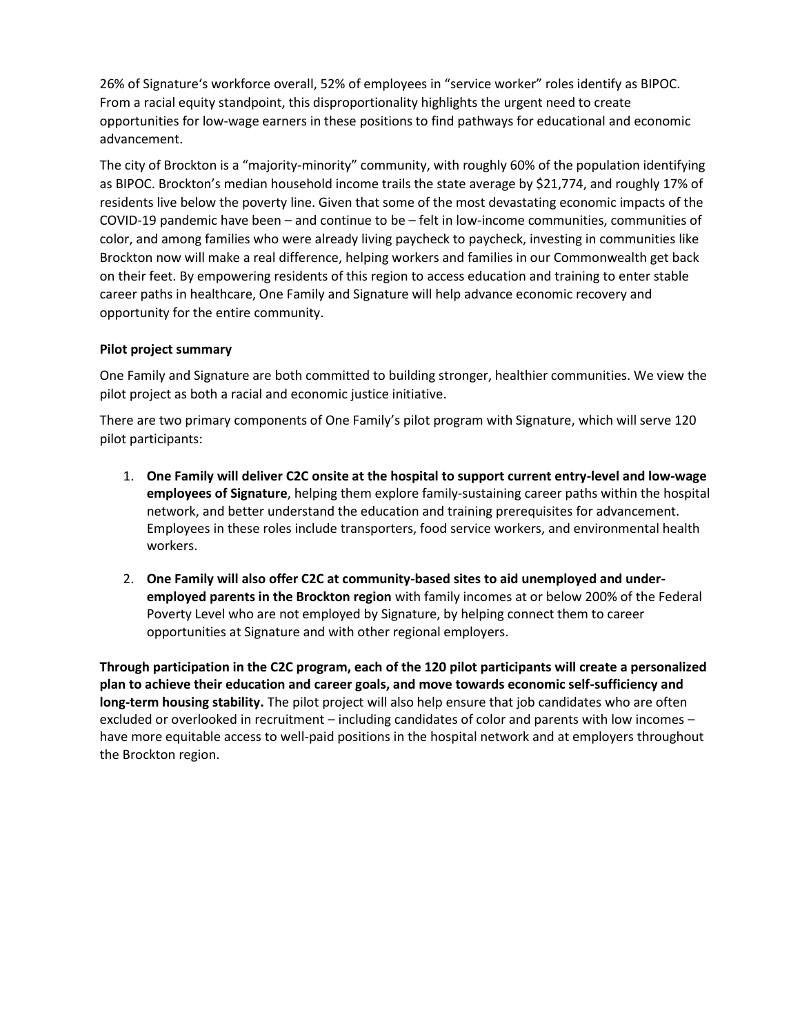26% of Signature's workforce overall, 52% of employees in "service worker" roles identify as BIPOC. From a racial equity standpoint, this disproportionality highlights the urgent need to create opportunities for low-wage earners in these positions to find pathways for educational and economic advancement.

The city of Brockton is a "majority-minority" community, with roughly 60% of the population identifying as BIPOC. Brockton's median household income trails the state average by $21,774, and roughly 17% of residents live below the poverty line. Given that some of the most devastating economic impacts of the COVID-19 pandemic have been – and continue to be – felt in low-income communities, communities of color, and among families who were already living paycheck to paycheck, investing in communities like Brockton now will make a real difference, helping workers and families in our Commonwealth get back on their feet. By empowering residents of this region to access education and training to enter stable career paths in healthcare, One Family and Signature will help advance economic recovery and opportunity for the entire community.

**Pilot project summary**

One Family and Signature are both committed to building stronger, healthier communities. We view the pilot project as both a racial and economic justice initiative.

There are two primary components of One Family's pilot program with Signature, which will serve 120 pilot participants:

1. **One Family will deliver C2C onsite at the hospital to support current entry-level and low-wage employees of Signature**, helping them explore family-sustaining career paths within the hospital network, and better understand the education and training prerequisites for advancement. Employees in these roles include transporters, food service workers, and environmental health workers.
2. **One Family will also offer C2C at community-based sites to aid unemployed and under-employed parents in the Brockton region** with family incomes at or below 200% of the Federal Poverty Level who are not employed by Signature, by helping connect them to career opportunities at Signature and with other regional employers.

**Through participation in the C2C program, each of the 120 pilot participants will create a personalized plan to achieve their education and career goals, and move towards economic self-sufficiency and long-term housing stability.** The pilot project will also help ensure that job candidates who are often excluded or overlooked in recruitment – including candidates of color and parents with low incomes – have more equitable access to well-paid positions in the hospital network and at employers throughout the Brockton region.